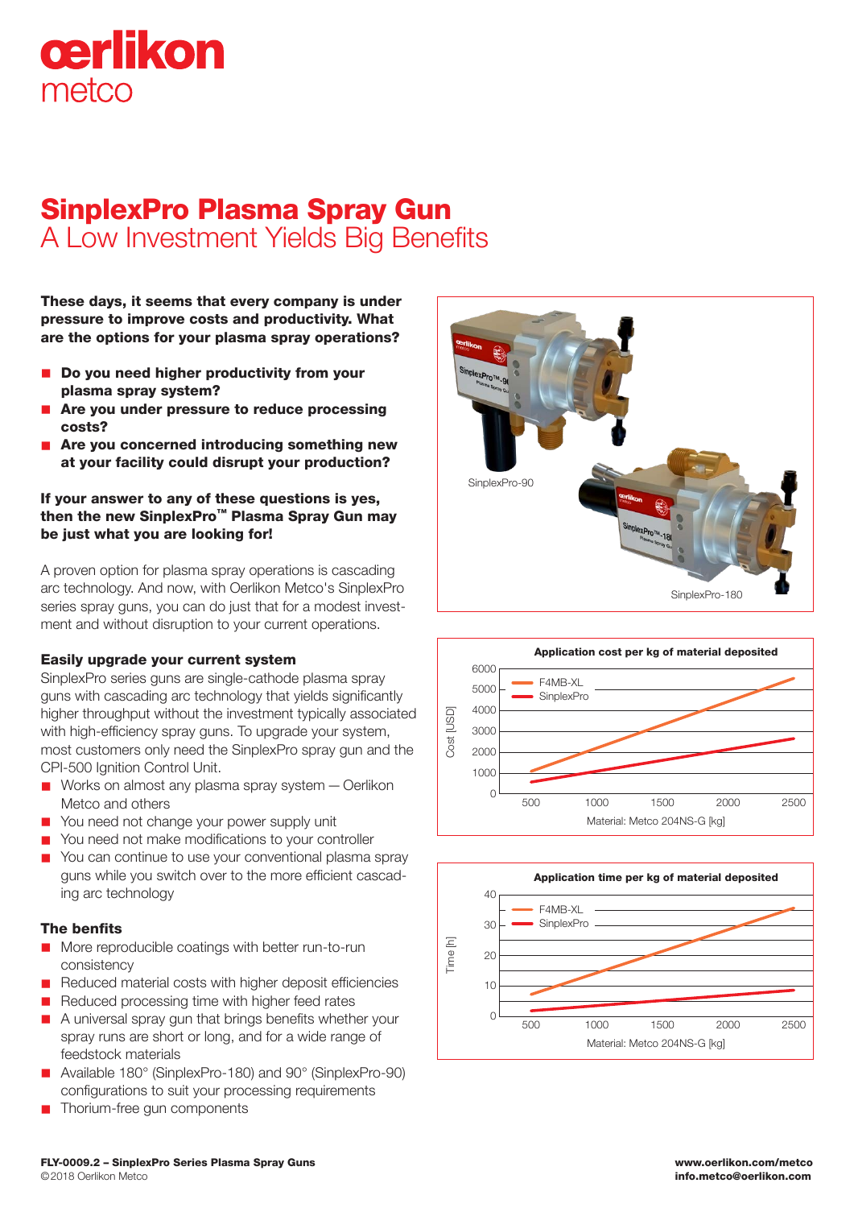# SinplexPro Plasma Spray Gun

## A Low Investment Yields Big Benefits

**These days, it seems that every company is under pressure to improve costs and productivity. What are the options for your plasma spray operations?**

- **Do you need higher productivity from your plasma spray system?**
- **Are you under pressure to reduce processing costs?**
- **Are you concerned introducing something new at your facility could disrupt your production?**

**If your answer to any of these questions is yes, then the new SinplexPro™ Plasma Spray Gun may be just what you are looking for!**

A proven option for plasma spray operations is cascading arc technology. And now, with Oerlikon Metco's SinplexPro series spray guns, you can do just that for a modest investment and without disruption to your current operations.

### Easily upgrade your current system

SinplexPro series guns are single-cathode plasma spray guns with cascading arc technology that yields significantly higher throughput without the investment typically associated with high-efficiency spray guns. To upgrade your system, most customers only need the SinplexPro spray gun and the CPI-500 Ignition Control Unit.

- Works on almost any plasma spray system — Oerlikon Metco and others
- You need not change your power supply unit
- You need not make modifications to your controller
- You can continue to use your conventional plasma spray guns while you switch over to the more efficient cascading arc technology

### The benfits

- More reproducible coatings with better run-to-run consistency
- Reduced material costs with higher deposit efficiencies
- Reduced processing time with higher feed rates
- A universal spray gun that brings benefits whether your spray runs are short or long, and for a wide range of feedstock materials
- Available 180° (SinplexPro-180) and 90° (SinplexPro-90) configurations to suit your processing requirements
- Thorium-free gun components

SinplexPro-90

SinplexPro-180

**Application cost per kg of material deposited**

Cost [USD]: 0, 1000, 2000, 3000, 4000, 5000, 6000

Material: Metco 204NS-G [kg]: 500, 1000, 1500, 2000, 2500

Legend: F4MB-XL, SinplexPro

**Application time per kg of material deposited**

Time [h]: 0, 10, 20, 30, 40

Material: Metco 204NS-G [kg]: 500, 1000, 1500, 2000, 2500

Legend: F4MB-XL, SinplexPro

**FLY-0009.2 – SinplexPro Series Plasma Spray Guns**
©2018 Oerlikon Metco

**www.oerlikon.com/metco**
**info.metco@oerlikon.com**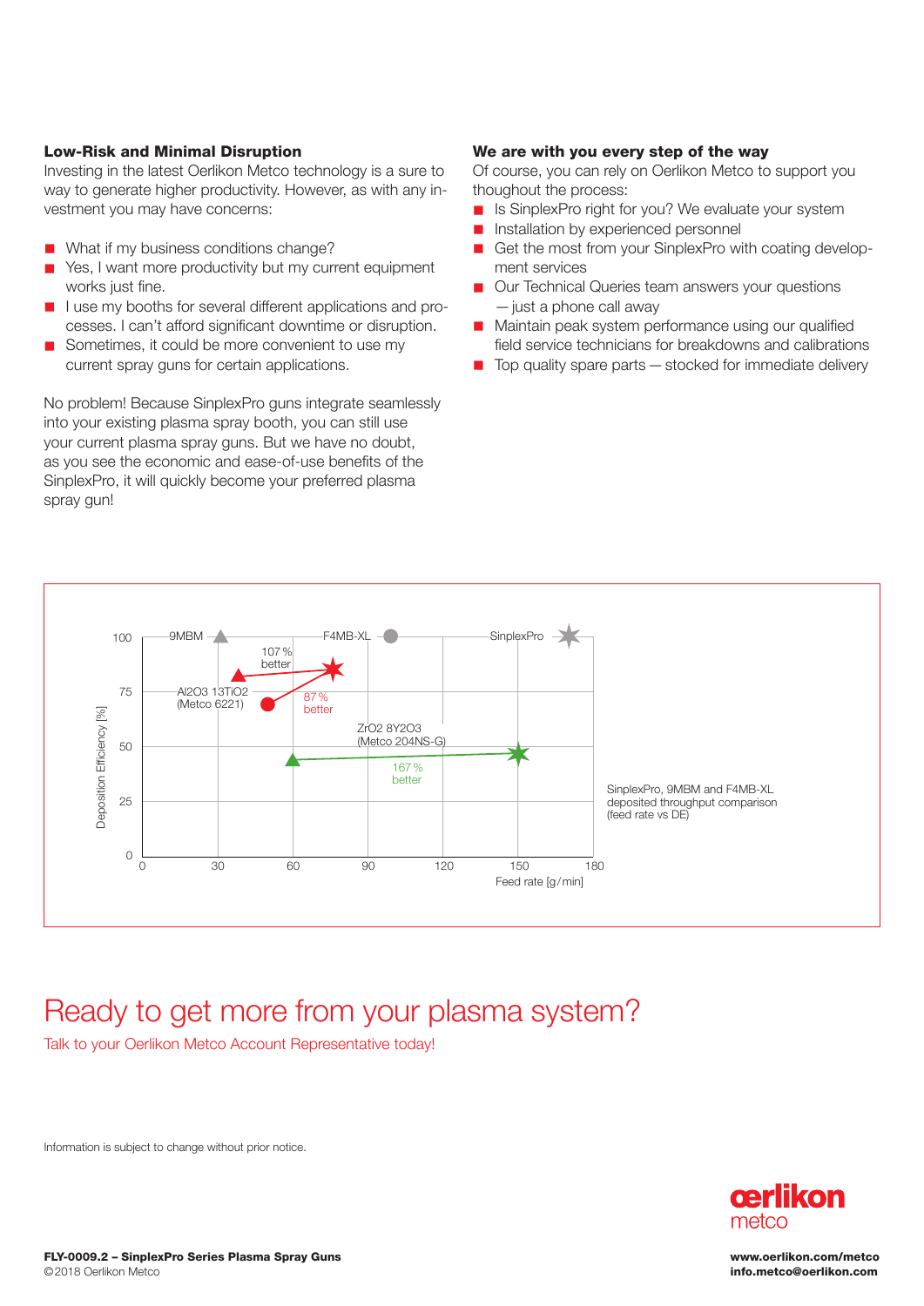### Low-Risk and Minimal Disruption

Investing in the latest Oerlikon Metco technology is a sure to way to generate higher productivity. However, as with any investment you may have concerns:

- What if my business conditions change?
- Yes, I want more productivity but my current equipment works just fine.
- I use my booths for several different applications and processes. I can't afford significant downtime or disruption.
- Sometimes, it could be more convenient to use my current spray guns for certain applications.

No problem! Because SinplexPro guns integrate seamlessly into your existing plasma spray booth, you can still use your current plasma spray guns. But we have no doubt, as you see the economic and ease-of-use benefits of the SinplexPro, it will quickly become your preferred plasma spray gun!

### We are with you every step of the way

Of course, you can rely on Oerlikon Metco to support you thoughout the process:

- Is SinplexPro right for you? We evaluate your system
- Installation by experienced personnel
- Get the most from your SinplexPro with coating development services
- Our Technical Queries team answers your questions — just a phone call away
- Maintain peak system performance using our qualified field service technicians for breakdowns and calibrations
- Top quality spare parts — stocked for immediate delivery

9MBM
F4MB-XL
SinplexPro
107 % better
87 % better
167 % better
Al2O3 13TiO2 (Metco 6221)
ZrO2 8Y2O3 (Metco 204NS-G)
Deposition Efficiency [%]
100
75
50
25
0
0
30
60
90
120
150
180
Feed rate [g/min]

SinplexPro, 9MBM and F4MB-XL deposited throughput comparison (feed rate vs DE)

# Ready to get more from your plasma system?

Talk to your Oerlikon Metco Account Representative today!

Information is subject to change without prior notice.

**FLY-0009.2 – SinplexPro Series Plasma Spray Guns**
©2018 Oerlikon Metco

oerlikon metco

**www.oerlikon.com/metco**
**info.metco@oerlikon.com**